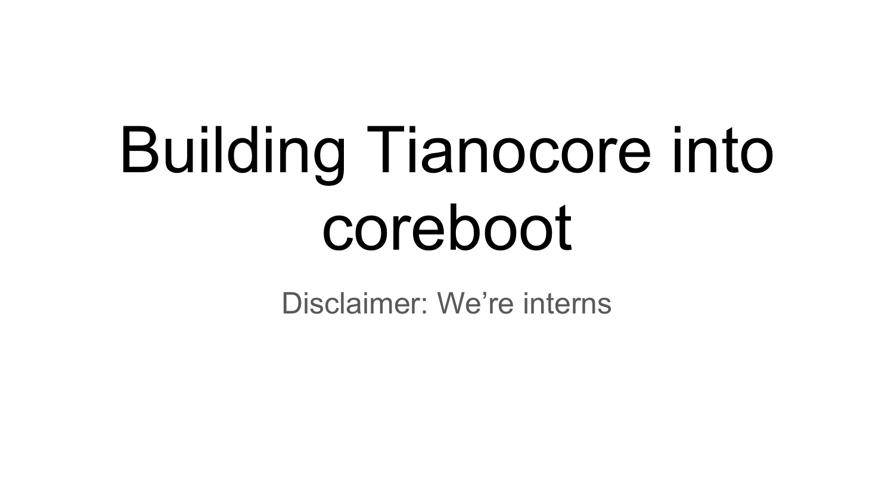# Building Tianocore into coreboot

Disclaimer: We’re interns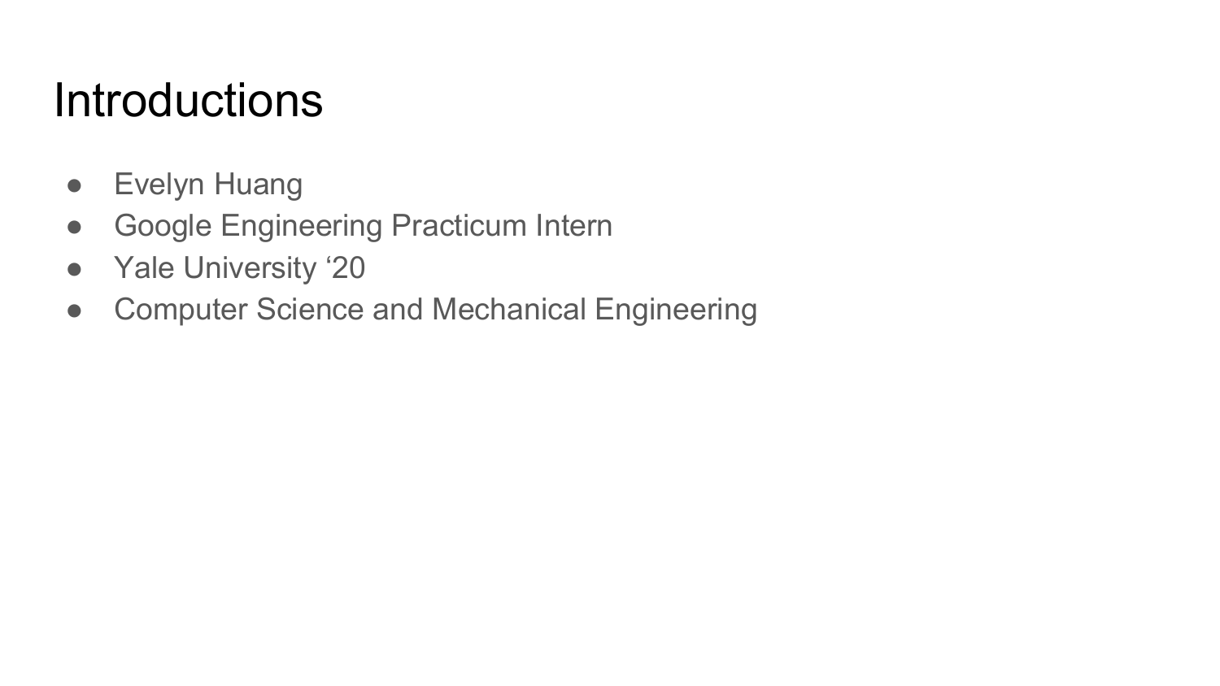# Introductions

- Evelyn Huang
- Google Engineering Practicum Intern
- Yale University ‘20
- Computer Science and Mechanical Engineering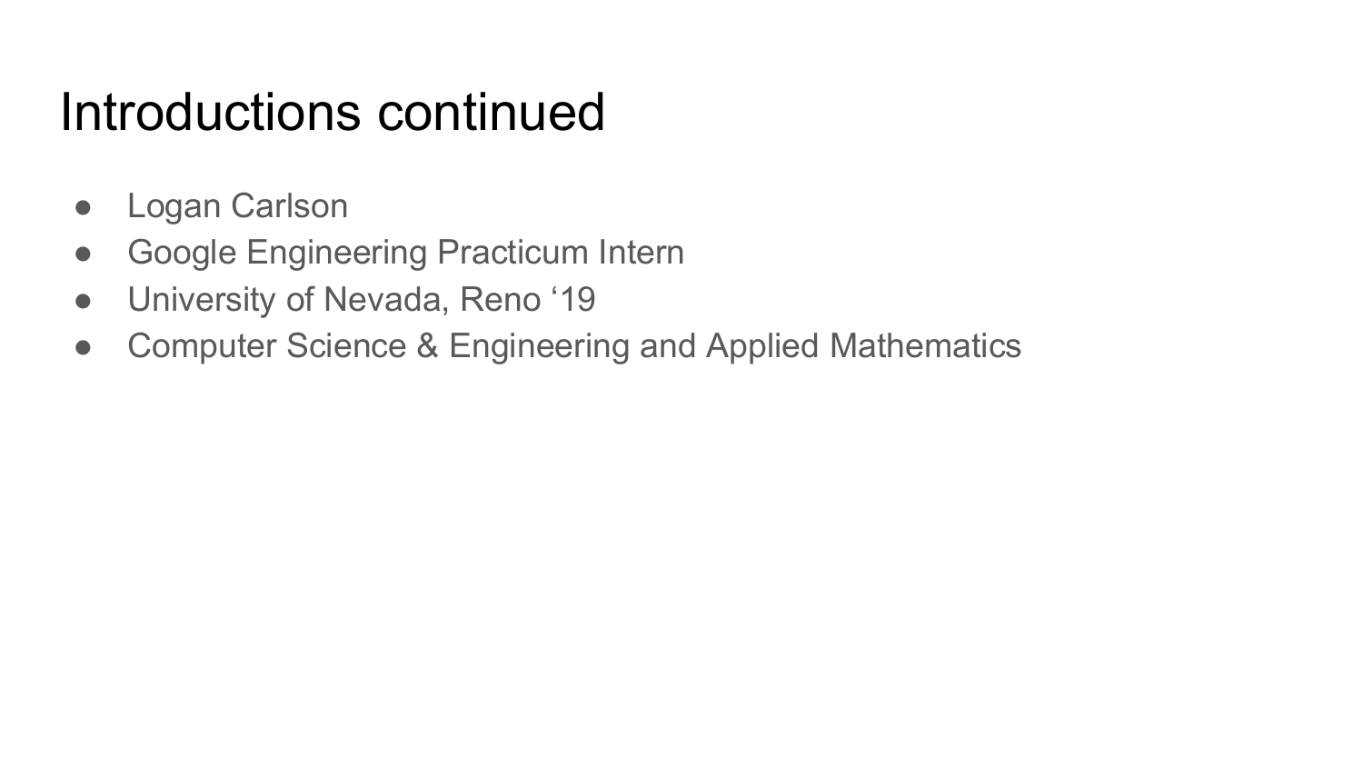# Introductions continued

- Logan Carlson
- Google Engineering Practicum Intern
- University of Nevada, Reno ‘19
- Computer Science & Engineering and Applied Mathematics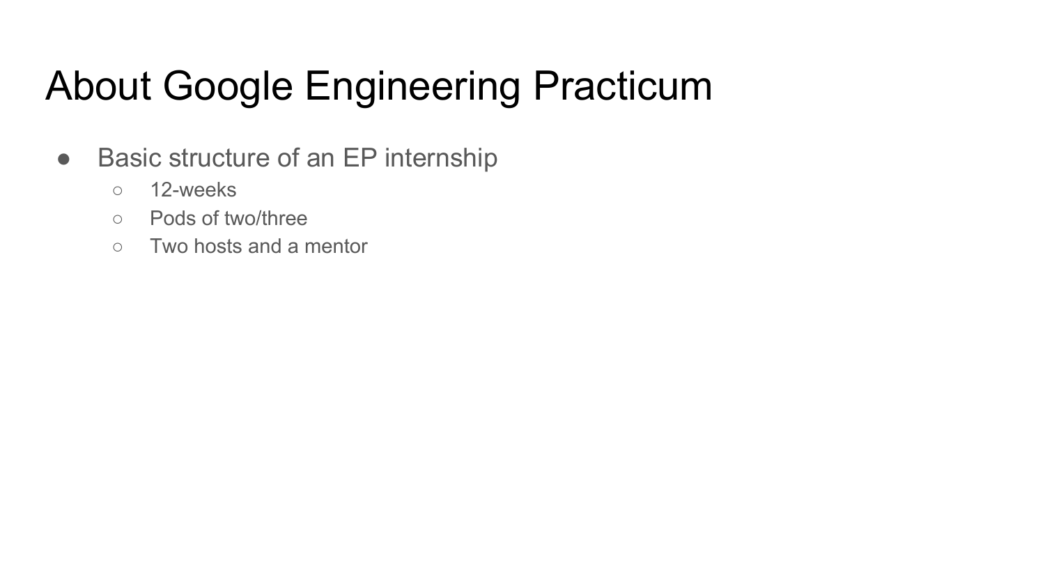# About Google Engineering Practicum

- Basic structure of an EP internship
  - 12-weeks
  - Pods of two/three
  - Two hosts and a mentor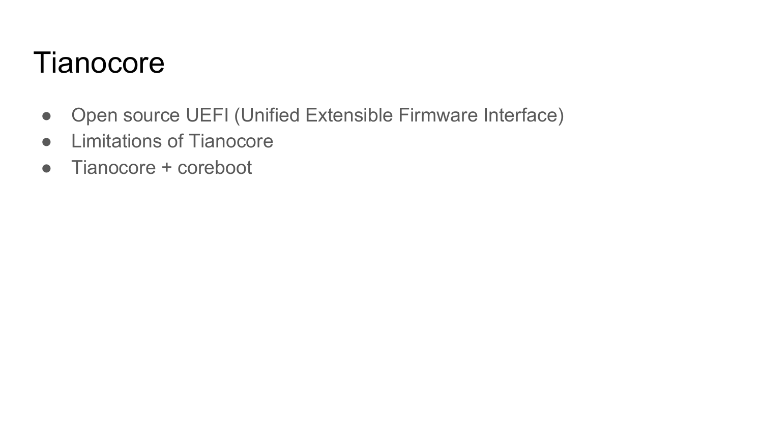# Tianocore

- Open source UEFI (Unified Extensible Firmware Interface)
- Limitations of Tianocore
- Tianocore + coreboot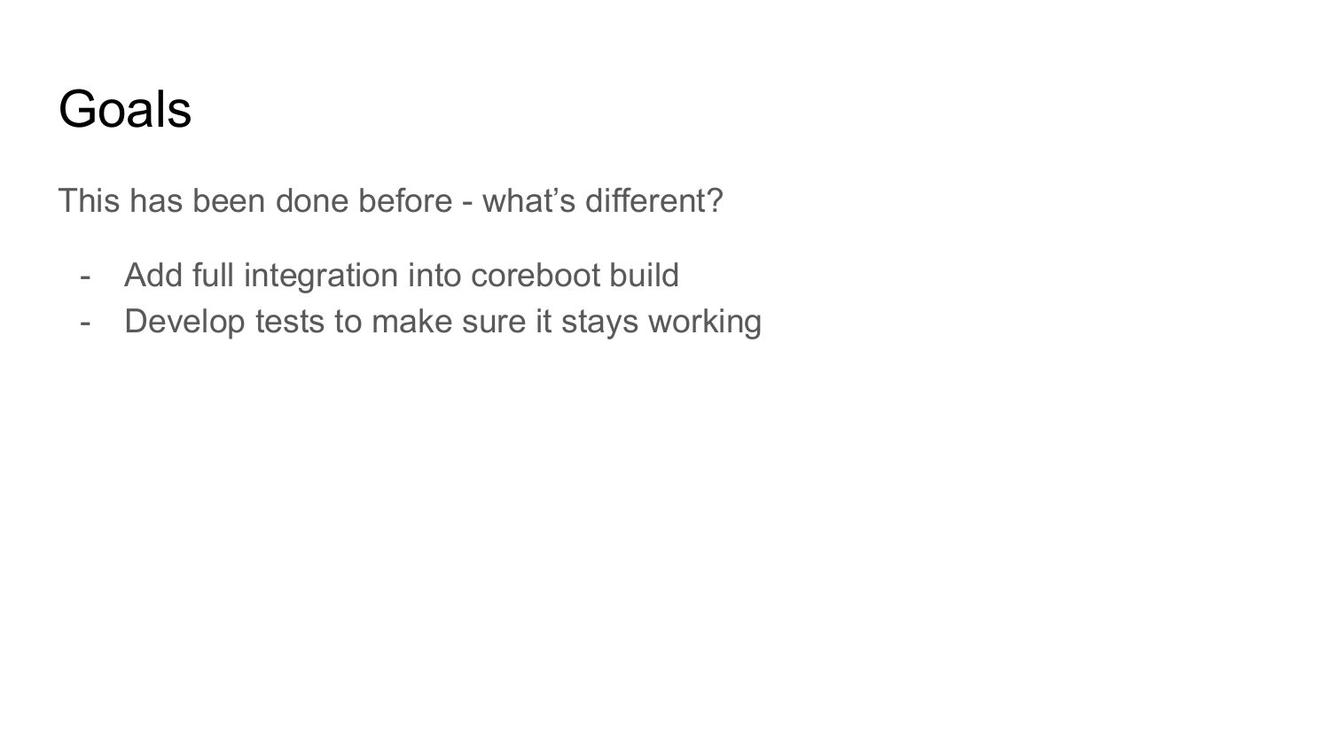# Goals

This has been done before - what's different?

- Add full integration into coreboot build
- Develop tests to make sure it stays working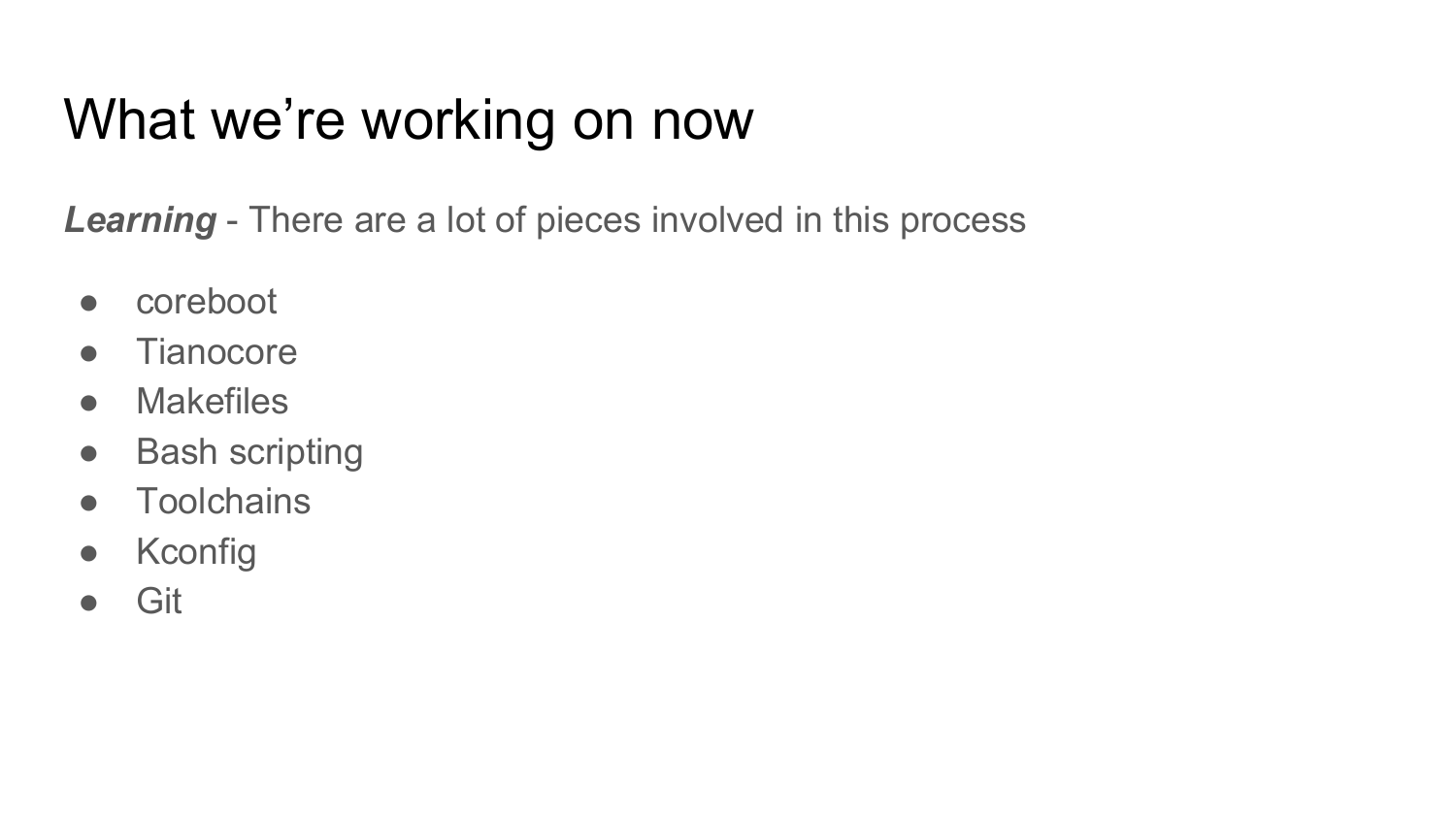# What we’re working on now

***Learning*** - There are a lot of pieces involved in this process

- coreboot
- Tianocore
- Makefiles
- Bash scripting
- Toolchains
- Kconfig
- Git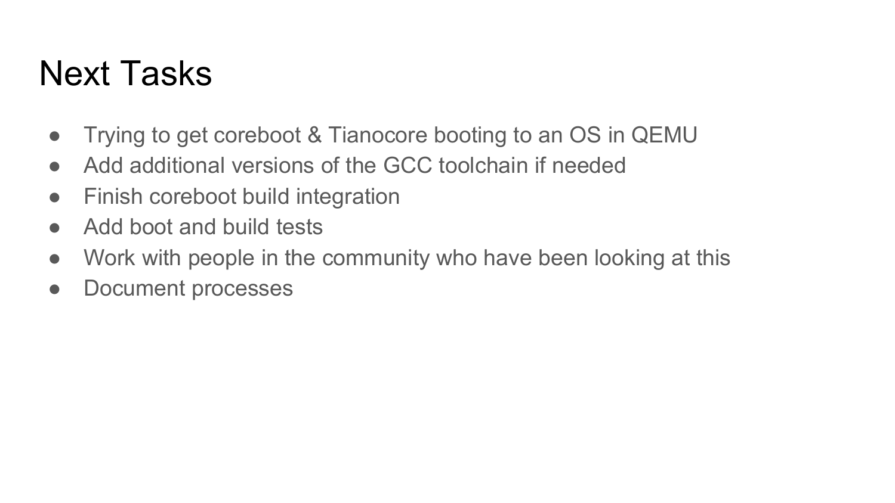# Next Tasks

- Trying to get coreboot & Tianocore booting to an OS in QEMU
- Add additional versions of the GCC toolchain if needed
- Finish coreboot build integration
- Add boot and build tests
- Work with people in the community who have been looking at this
- Document processes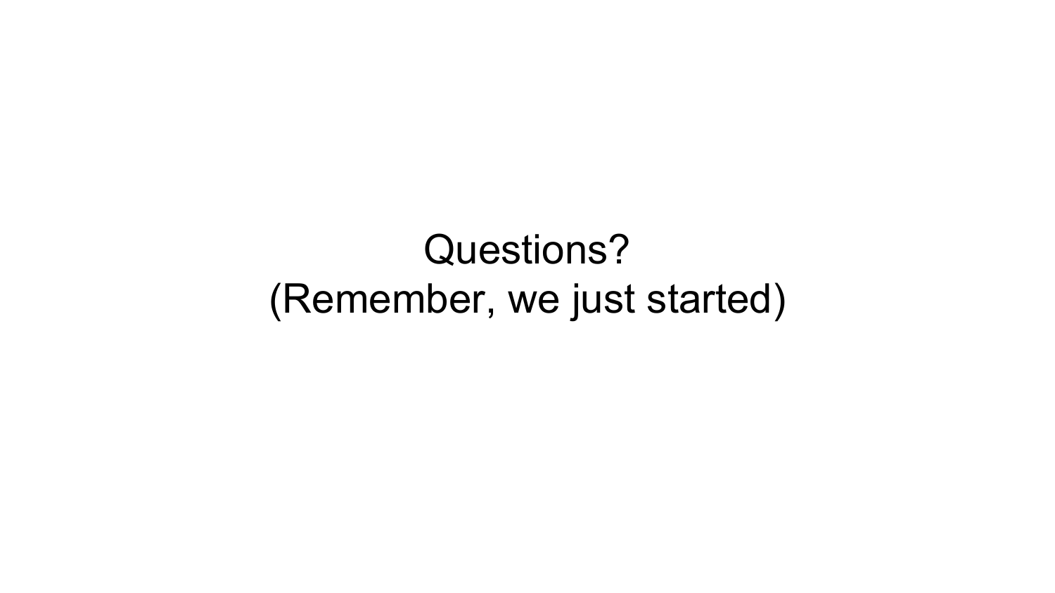Questions?
(Remember, we just started)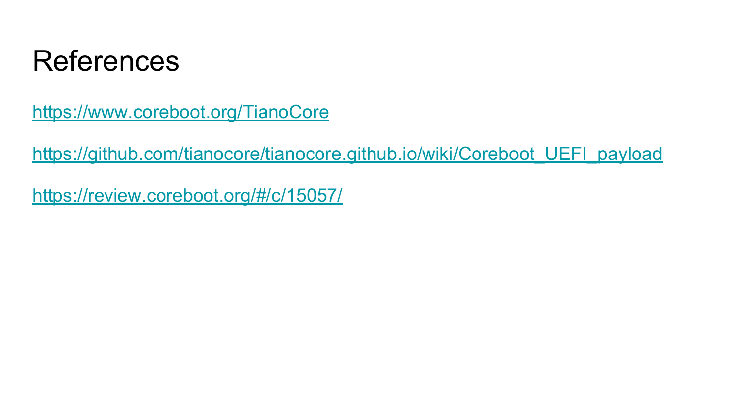# References

https://www.coreboot.org/TianoCore

https://github.com/tianocore/tianocore.github.io/wiki/Coreboot_UEFI_payload

https://review.coreboot.org/#/c/15057/